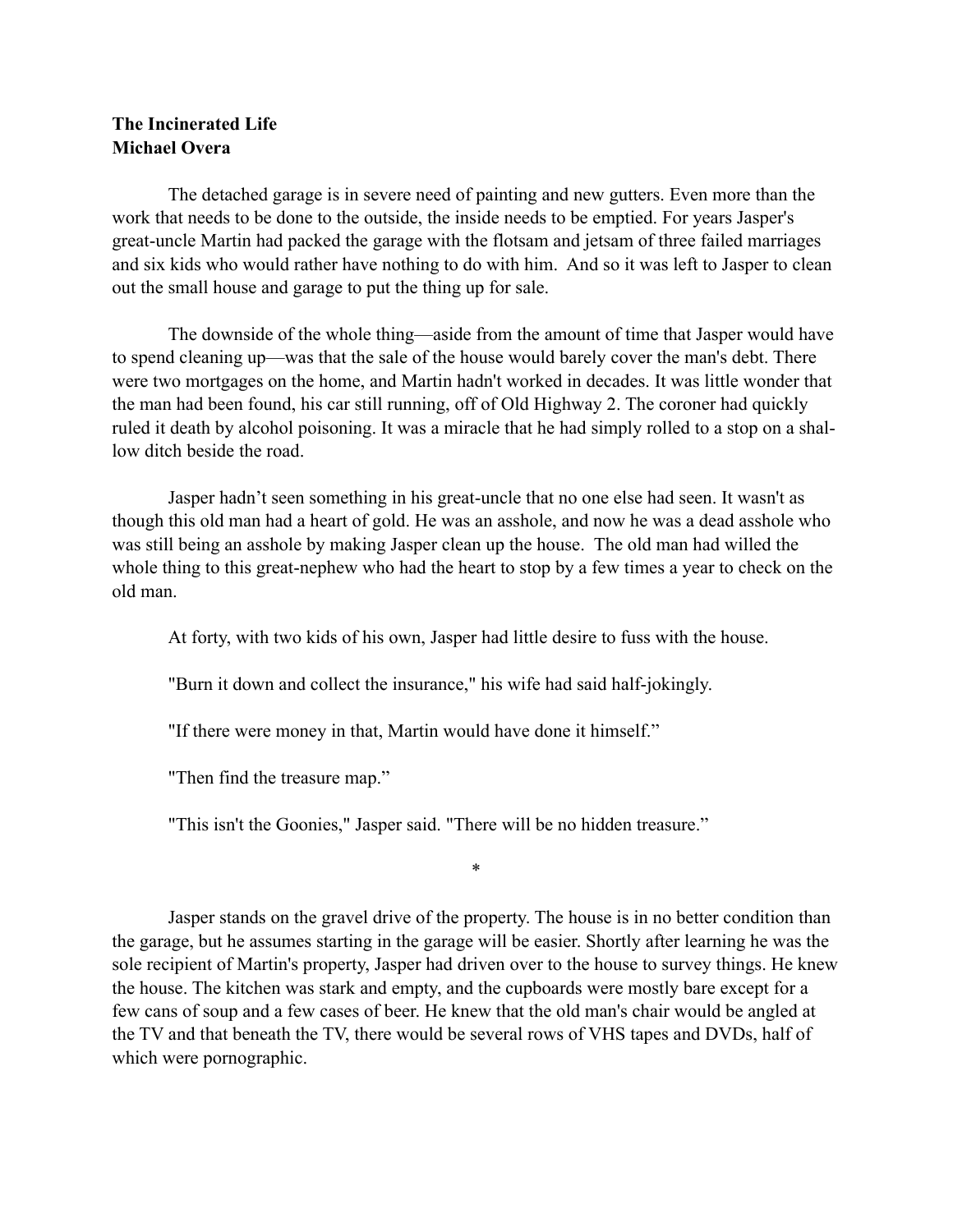**The Incinerated Life**
**Michael Overa**

The detached garage is in severe need of painting and new gutters. Even more than the work that needs to be done to the outside, the inside needs to be emptied. For years Jasper's great-uncle Martin had packed the garage with the flotsam and jetsam of three failed marriages and six kids who would rather have nothing to do with him. And so it was left to Jasper to clean out the small house and garage to put the thing up for sale.

The downside of the whole thing—aside from the amount of time that Jasper would have to spend cleaning up—was that the sale of the house would barely cover the man's debt. There were two mortgages on the home, and Martin hadn't worked in decades. It was little wonder that the man had been found, his car still running, off of Old Highway 2. The coroner had quickly ruled it death by alcohol poisoning. It was a miracle that he had simply rolled to a stop on a shallow ditch beside the road.

Jasper hadn't seen something in his great-uncle that no one else had seen. It wasn't as though this old man had a heart of gold. He was an asshole, and now he was a dead asshole who was still being an asshole by making Jasper clean up the house. The old man had willed the whole thing to this great-nephew who had the heart to stop by a few times a year to check on the old man.

At forty, with two kids of his own, Jasper had little desire to fuss with the house.

"Burn it down and collect the insurance," his wife had said half-jokingly.

"If there were money in that, Martin would have done it himself."

"Then find the treasure map."

"This isn't the Goonies," Jasper said. "There will be no hidden treasure."

*

Jasper stands on the gravel drive of the property. The house is in no better condition than the garage, but he assumes starting in the garage will be easier. Shortly after learning he was the sole recipient of Martin's property, Jasper had driven over to the house to survey things. He knew the house. The kitchen was stark and empty, and the cupboards were mostly bare except for a few cans of soup and a few cases of beer. He knew that the old man's chair would be angled at the TV and that beneath the TV, there would be several rows of VHS tapes and DVDs, half of which were pornographic.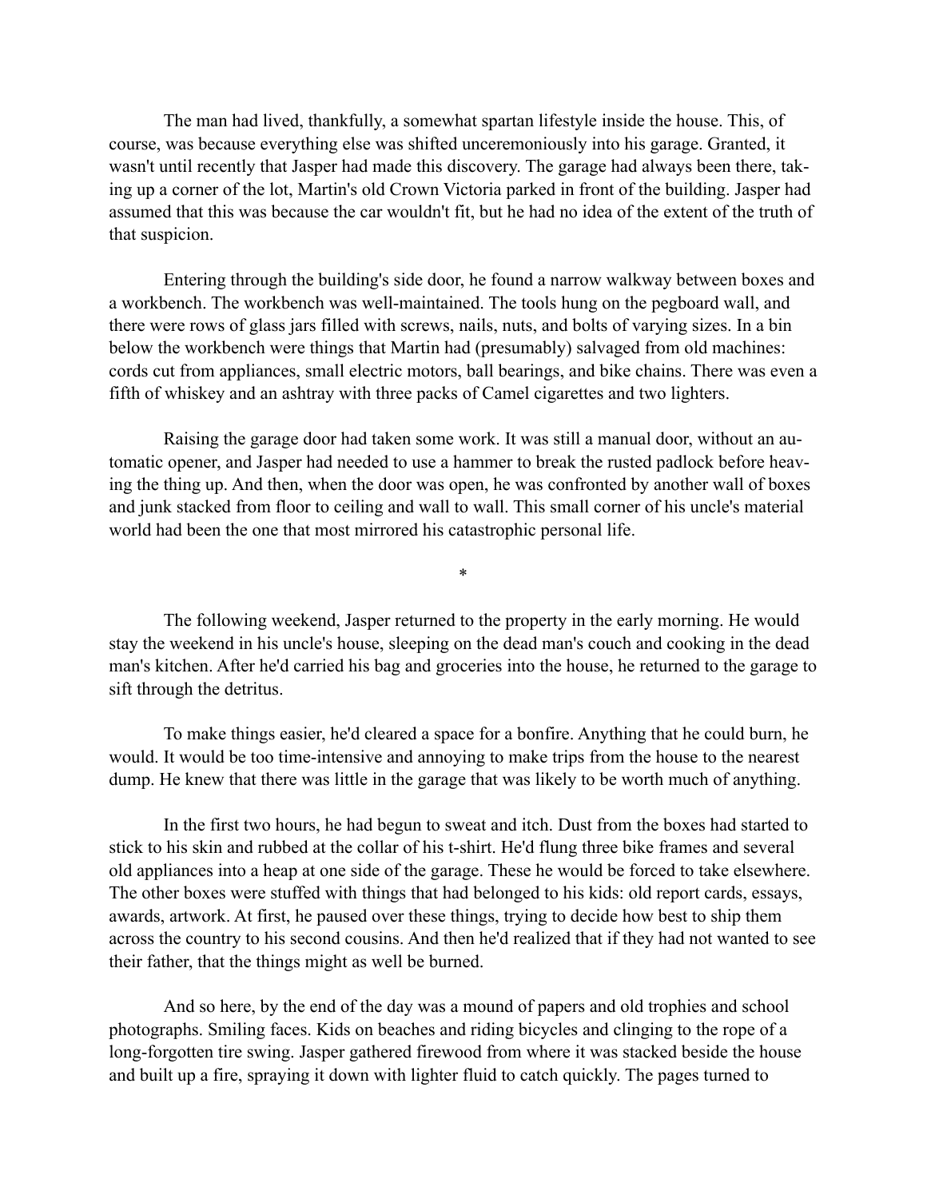The man had lived, thankfully, a somewhat spartan lifestyle inside the house. This, of course, was because everything else was shifted unceremoniously into his garage. Granted, it wasn't until recently that Jasper had made this discovery. The garage had always been there, taking up a corner of the lot, Martin's old Crown Victoria parked in front of the building. Jasper had assumed that this was because the car wouldn't fit, but he had no idea of the extent of the truth of that suspicion.

Entering through the building's side door, he found a narrow walkway between boxes and a workbench. The workbench was well-maintained. The tools hung on the pegboard wall, and there were rows of glass jars filled with screws, nails, nuts, and bolts of varying sizes. In a bin below the workbench were things that Martin had (presumably) salvaged from old machines: cords cut from appliances, small electric motors, ball bearings, and bike chains. There was even a fifth of whiskey and an ashtray with three packs of Camel cigarettes and two lighters.

Raising the garage door had taken some work. It was still a manual door, without an automatic opener, and Jasper had needed to use a hammer to break the rusted padlock before heaving the thing up. And then, when the door was open, he was confronted by another wall of boxes and junk stacked from floor to ceiling and wall to wall. This small corner of his uncle's material world had been the one that most mirrored his catastrophic personal life.

*

The following weekend, Jasper returned to the property in the early morning. He would stay the weekend in his uncle's house, sleeping on the dead man's couch and cooking in the dead man's kitchen. After he'd carried his bag and groceries into the house, he returned to the garage to sift through the detritus.

To make things easier, he'd cleared a space for a bonfire. Anything that he could burn, he would. It would be too time-intensive and annoying to make trips from the house to the nearest dump. He knew that there was little in the garage that was likely to be worth much of anything.

In the first two hours, he had begun to sweat and itch. Dust from the boxes had started to stick to his skin and rubbed at the collar of his t-shirt. He'd flung three bike frames and several old appliances into a heap at one side of the garage. These he would be forced to take elsewhere. The other boxes were stuffed with things that had belonged to his kids: old report cards, essays, awards, artwork. At first, he paused over these things, trying to decide how best to ship them across the country to his second cousins. And then he'd realized that if they had not wanted to see their father, that the things might as well be burned.

And so here, by the end of the day was a mound of papers and old trophies and school photographs. Smiling faces. Kids on beaches and riding bicycles and clinging to the rope of a long-forgotten tire swing. Jasper gathered firewood from where it was stacked beside the house and built up a fire, spraying it down with lighter fluid to catch quickly. The pages turned to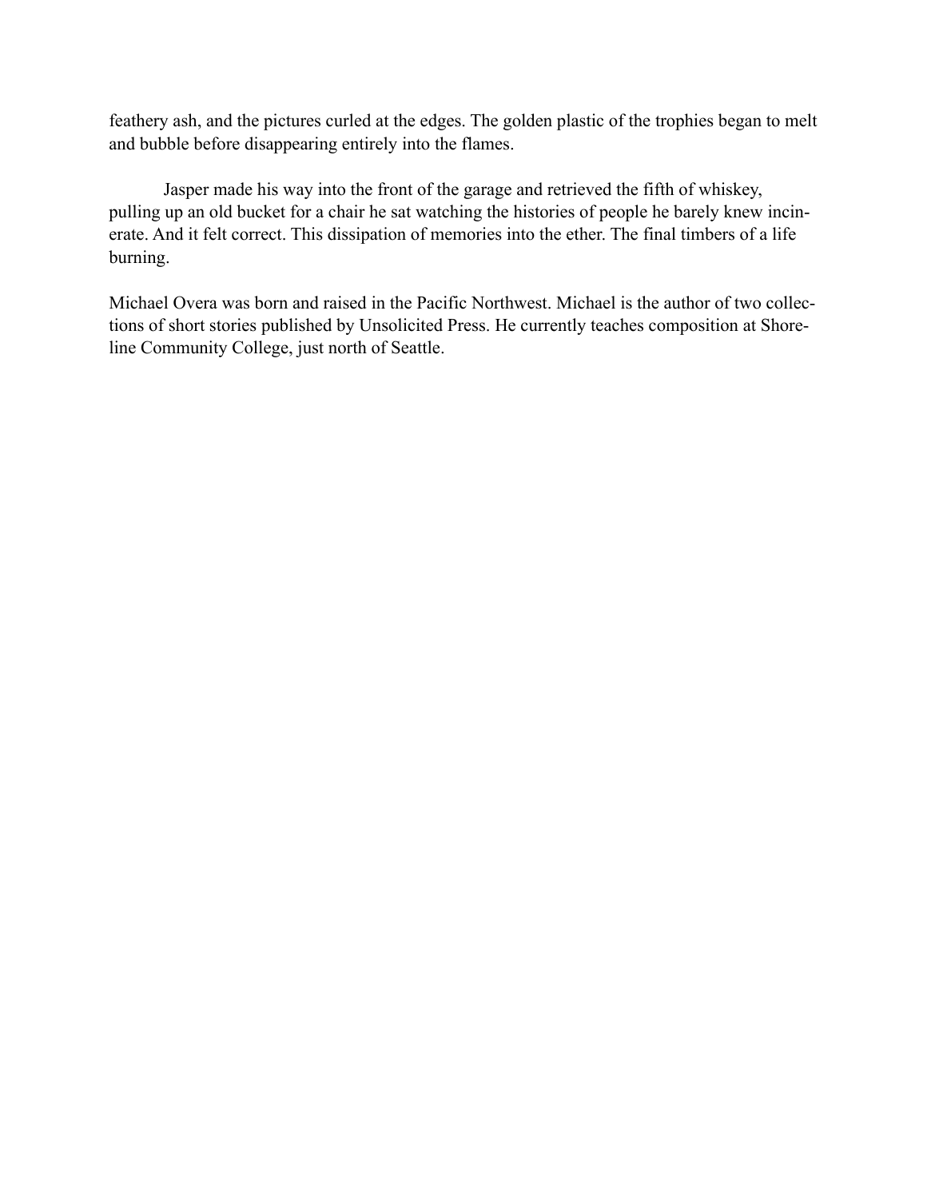feathery ash, and the pictures curled at the edges. The golden plastic of the trophies began to melt and bubble before disappearing entirely into the flames.

Jasper made his way into the front of the garage and retrieved the fifth of whiskey, pulling up an old bucket for a chair he sat watching the histories of people he barely knew incinerate. And it felt correct. This dissipation of memories into the ether. The final timbers of a life burning.

Michael Overa was born and raised in the Pacific Northwest. Michael is the author of two collections of short stories published by Unsolicited Press. He currently teaches composition at Shoreline Community College, just north of Seattle.